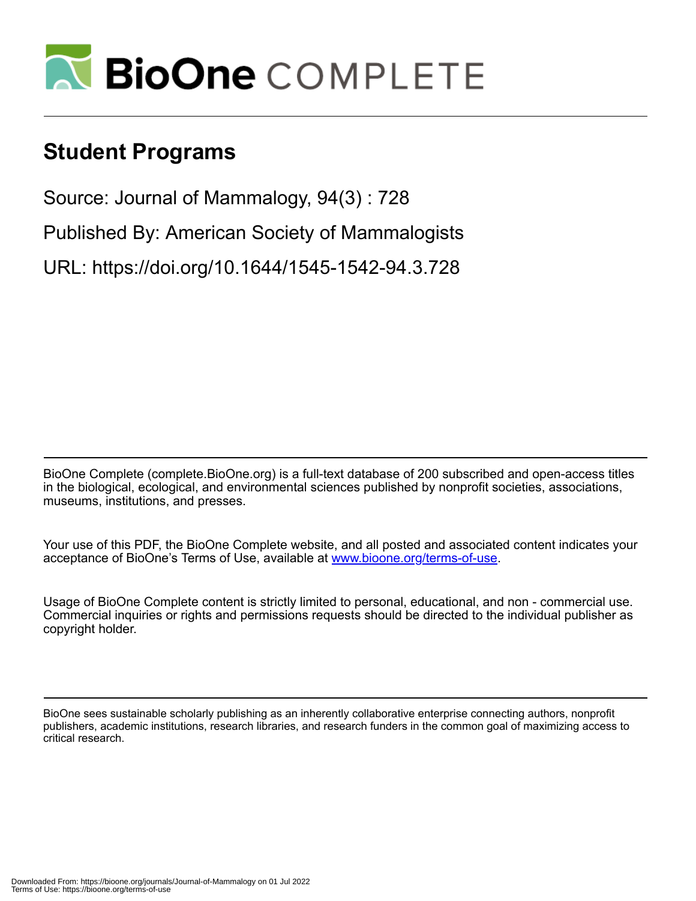# Student Programs

Source: Journal of Mammalogy, 94(3) : 728

Published By: American Society of Mammalogists

URL: https://doi.org/10.1644/1545-1542-94.3.728

BioOne Complete (complete.BioOne.org) is a full-text database of 200 subscribed and open-access titles in the biological, ecological, and environmental sciences published by nonprofit societies, associations, museums, institutions, and presses.

Your use of this PDF, the BioOne Complete website, and all posted and associated content indicates your acceptance of BioOne's Terms of Use, available at www.bioone.org/terms-of-use.

Usage of BioOne Complete content is strictly limited to personal, educational, and non - commercial use. Commercial inquiries or rights and permissions requests should be directed to the individual publisher as copyright holder.

BioOne sees sustainable scholarly publishing as an inherently collaborative enterprise connecting authors, nonprofit publishers, academic institutions, research libraries, and research funders in the common goal of maximizing access to critical research.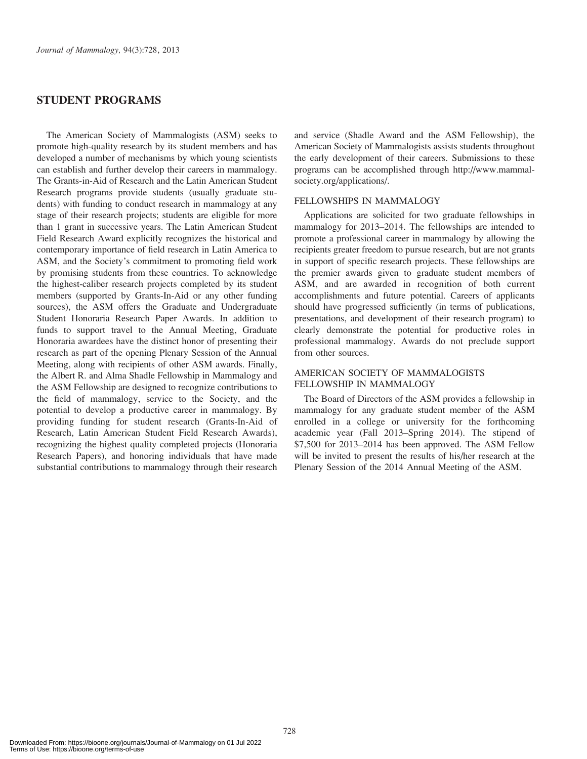## STUDENT PROGRAMS

The American Society of Mammalogists (ASM) seeks to promote high-quality research by its student members and has developed a number of mechanisms by which young scientists can establish and further develop their careers in mammalogy. The Grants-in-Aid of Research and the Latin American Student Research programs provide students (usually graduate students) with funding to conduct research in mammalogy at any stage of their research projects; students are eligible for more than 1 grant in successive years. The Latin American Student Field Research Award explicitly recognizes the historical and contemporary importance of field research in Latin America to ASM, and the Society's commitment to promoting field work by promising students from these countries. To acknowledge the highest-caliber research projects completed by its student members (supported by Grants-In-Aid or any other funding sources), the ASM offers the Graduate and Undergraduate Student Honoraria Research Paper Awards. In addition to funds to support travel to the Annual Meeting, Graduate Honoraria awardees have the distinct honor of presenting their research as part of the opening Plenary Session of the Annual Meeting, along with recipients of other ASM awards. Finally, the Albert R. and Alma Shadle Fellowship in Mammalogy and the ASM Fellowship are designed to recognize contributions to the field of mammalogy, service to the Society, and the potential to develop a productive career in mammalogy. By providing funding for student research (Grants-In-Aid of Research, Latin American Student Field Research Awards), recognizing the highest quality completed projects (Honoraria Research Papers), and honoring individuals that have made substantial contributions to mammalogy through their research and service (Shadle Award and the ASM Fellowship), the American Society of Mammalogists assists students throughout the early development of their careers. Submissions to these programs can be accomplished through http://www.mammalsociety.org/applications/.

### FELLOWSHIPS IN MAMMALOGY

Applications are solicited for two graduate fellowships in mammalogy for 2013–2014. The fellowships are intended to promote a professional career in mammalogy by allowing the recipients greater freedom to pursue research, but are not grants in support of specific research projects. These fellowships are the premier awards given to graduate student members of ASM, and are awarded in recognition of both current accomplishments and future potential. Careers of applicants should have progressed sufficiently (in terms of publications, presentations, and development of their research program) to clearly demonstrate the potential for productive roles in professional mammalogy. Awards do not preclude support from other sources.

### AMERICAN SOCIETY OF MAMMALOGISTS FELLOWSHIP IN MAMMALOGY

The Board of Directors of the ASM provides a fellowship in mammalogy for any graduate student member of the ASM enrolled in a college or university for the forthcoming academic year (Fall 2013–Spring 2014). The stipend of $7,500 for 2013–2014 has been approved. The ASM Fellow will be invited to present the results of his/her research at the Plenary Session of the 2014 Annual Meeting of the ASM.